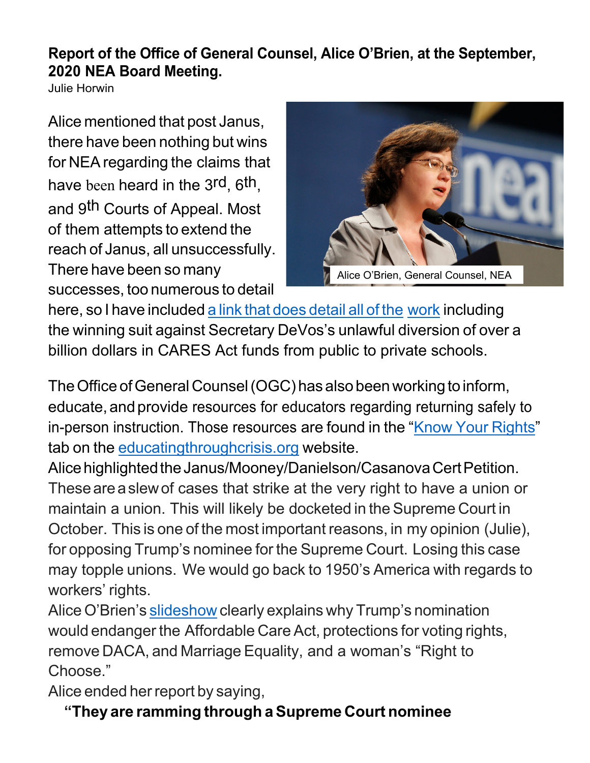**Report of the Office of General Counsel, Alice O'Brien, at the September, 2020 NEA Board Meeting.**

Julie Horwin

Alice O'Brien, General Counsel, NEA

Alice mentioned that post Janus, there have been nothing but wins for NEA regarding the claims that have been heard in the 3rd, 6th, and 9th Courts of Appeal. Most of them attempts to extend the reach of Janus, all unsuccessfully. There have been so many successes, too numerous to detail here, so I have included a link that does detail all of the work including the winning suit against Secretary DeVos's unlawful diversion of over a billion dollars in CARES Act funds from public to private schools.

The Office of General Counsel (OGC) has also been working to inform, educate, and provide resources for educators regarding returning safely to in-person instruction. Those resources are found in the "Know Your Rights" tab on the educatingthroughcrisis.org website.

Alice highlighted the Janus/Mooney/Danielson/Casanova Cert Petition. These are a slew of cases that strike at the very right to have a union or maintain a union. This will likely be docketed in the Supreme Court in October. This is one of the most important reasons, in my opinion (Julie), for opposing Trump's nominee for the Supreme Court. Losing this case may topple unions. We would go back to 1950's America with regards to workers' rights.

Alice O'Brien's slideshow clearly explains why Trump's nomination would endanger the Affordable Care Act, protections for voting rights, remove DACA, and Marriage Equality, and a woman's "Right to Choose."

Alice ended her report by saying,

**"They are ramming through a Supreme Court nominee**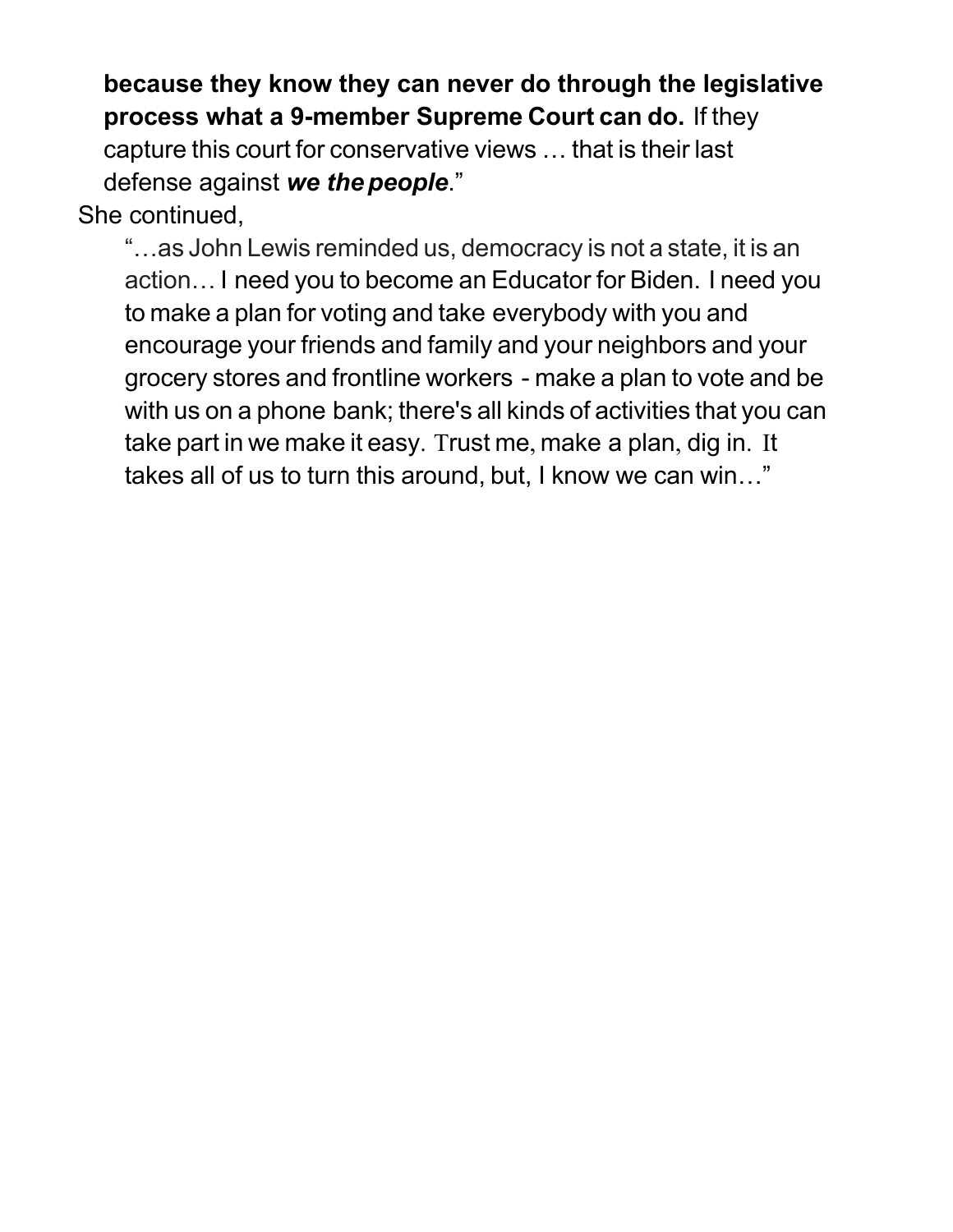> **because they know they can never do through the legislative process what a 9-member Supreme Court can do.** If they capture this court for conservative views … that is their last defense against ***we the people***."

She continued,

> "…as John Lewis reminded us, democracy is not a state, it is an action… I need you to become an Educator for Biden. I need you to make a plan for voting and take everybody with you and encourage your friends and family and your neighbors and your grocery stores and frontline workers - make a plan to vote and be with us on a phone bank; there's all kinds of activities that you can take part in we make it easy. Trust me, make a plan, dig in. It takes all of us to turn this around, but, I know we can win…"